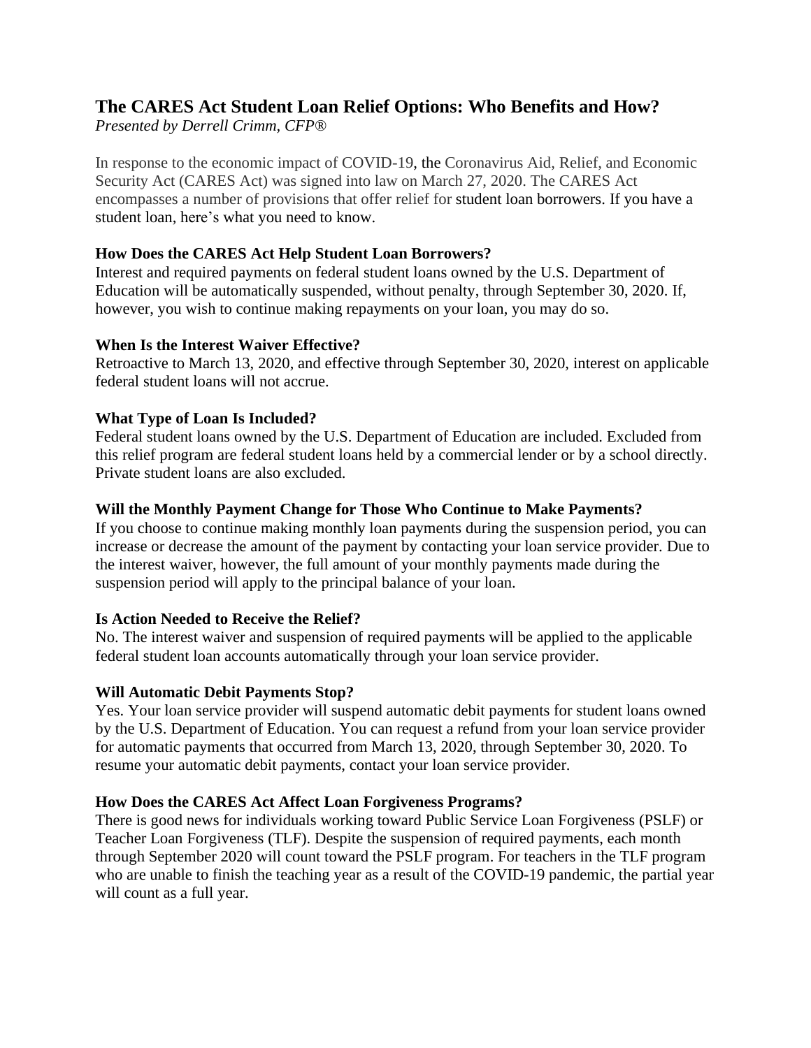# The CARES Act Student Loan Relief Options: Who Benefits and How?

*Presented by Derrell Crimm, CFP®*

In response to the economic impact of COVID-19, the Coronavirus Aid, Relief, and Economic Security Act (CARES Act) was signed into law on March 27, 2020. The CARES Act encompasses a number of provisions that offer relief for student loan borrowers. If you have a student loan, here's what you need to know.

**How Does the CARES Act Help Student Loan Borrowers?**

Interest and required payments on federal student loans owned by the U.S. Department of Education will be automatically suspended, without penalty, through September 30, 2020. If, however, you wish to continue making repayments on your loan, you may do so.

**When Is the Interest Waiver Effective?**

Retroactive to March 13, 2020, and effective through September 30, 2020, interest on applicable federal student loans will not accrue.

**What Type of Loan Is Included?**

Federal student loans owned by the U.S. Department of Education are included. Excluded from this relief program are federal student loans held by a commercial lender or by a school directly. Private student loans are also excluded.

**Will the Monthly Payment Change for Those Who Continue to Make Payments?**

If you choose to continue making monthly loan payments during the suspension period, you can increase or decrease the amount of the payment by contacting your loan service provider. Due to the interest waiver, however, the full amount of your monthly payments made during the suspension period will apply to the principal balance of your loan.

**Is Action Needed to Receive the Relief?**

No. The interest waiver and suspension of required payments will be applied to the applicable federal student loan accounts automatically through your loan service provider.

**Will Automatic Debit Payments Stop?**

Yes. Your loan service provider will suspend automatic debit payments for student loans owned by the U.S. Department of Education. You can request a refund from your loan service provider for automatic payments that occurred from March 13, 2020, through September 30, 2020. To resume your automatic debit payments, contact your loan service provider.

**How Does the CARES Act Affect Loan Forgiveness Programs?**

There is good news for individuals working toward Public Service Loan Forgiveness (PSLF) or Teacher Loan Forgiveness (TLF). Despite the suspension of required payments, each month through September 2020 will count toward the PSLF program. For teachers in the TLF program who are unable to finish the teaching year as a result of the COVID-19 pandemic, the partial year will count as a full year.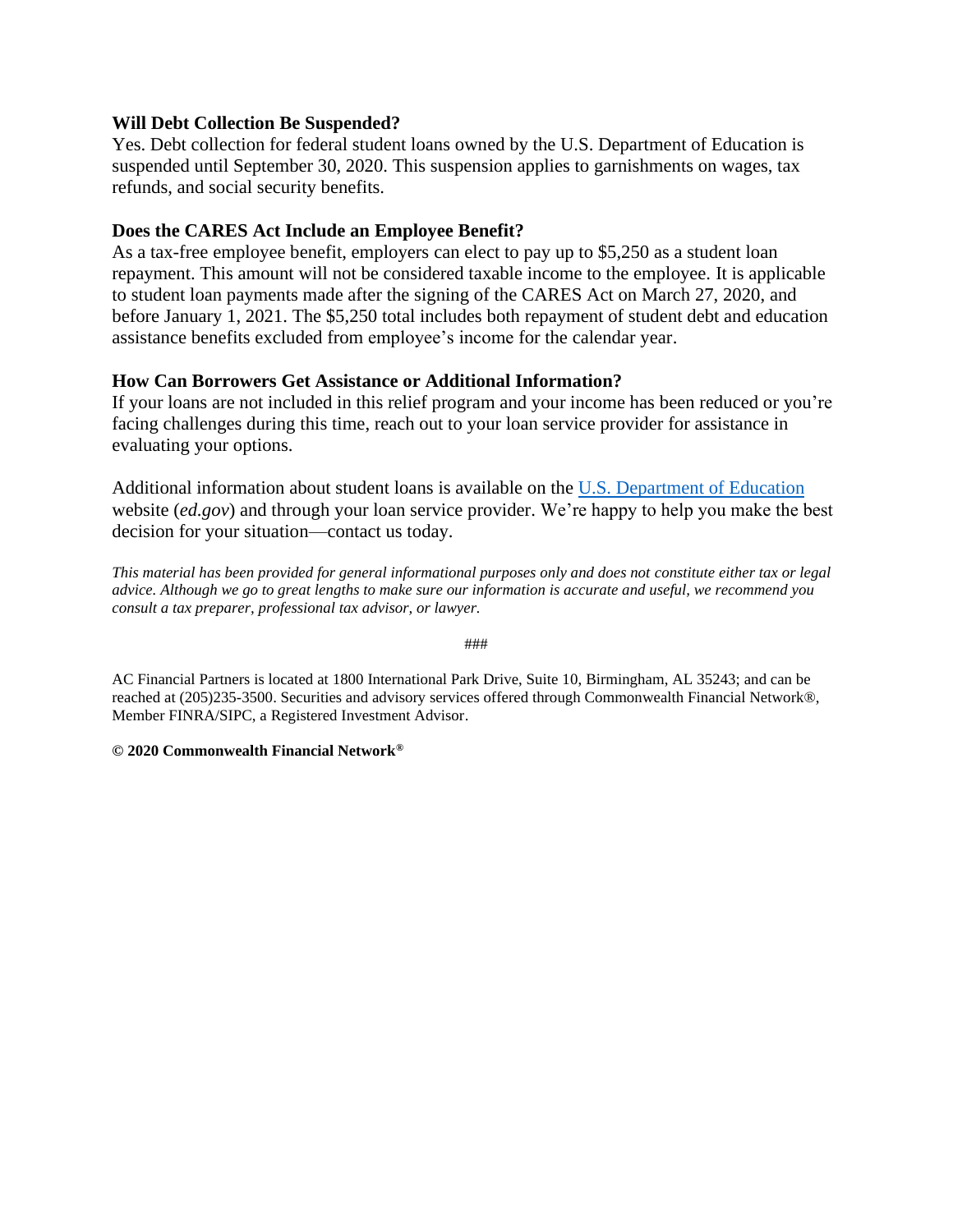**Will Debt Collection Be Suspended?**

Yes. Debt collection for federal student loans owned by the U.S. Department of Education is suspended until September 30, 2020. This suspension applies to garnishments on wages, tax refunds, and social security benefits.

**Does the CARES Act Include an Employee Benefit?**

As a tax-free employee benefit, employers can elect to pay up to $5,250 as a student loan repayment. This amount will not be considered taxable income to the employee. It is applicable to student loan payments made after the signing of the CARES Act on March 27, 2020, and before January 1, 2021. The $5,250 total includes both repayment of student debt and education assistance benefits excluded from employee's income for the calendar year.

**How Can Borrowers Get Assistance or Additional Information?**

If your loans are not included in this relief program and your income has been reduced or you're facing challenges during this time, reach out to your loan service provider for assistance in evaluating your options.

Additional information about student loans is available on the [U.S. Department of Education](https://www.ed.gov) website (*ed.gov*) and through your loan service provider. We're happy to help you make the best decision for your situation—contact us today.

*This material has been provided for general informational purposes only and does not constitute either tax or legal advice. Although we go to great lengths to make sure our information is accurate and useful, we recommend you consult a tax preparer, professional tax advisor, or lawyer.*

###

AC Financial Partners is located at 1800 International Park Drive, Suite 10, Birmingham, AL 35243; and can be reached at (205)235-3500. Securities and advisory services offered through Commonwealth Financial Network®, Member FINRA/SIPC, a Registered Investment Advisor.

**© 2020 Commonwealth Financial Network®**